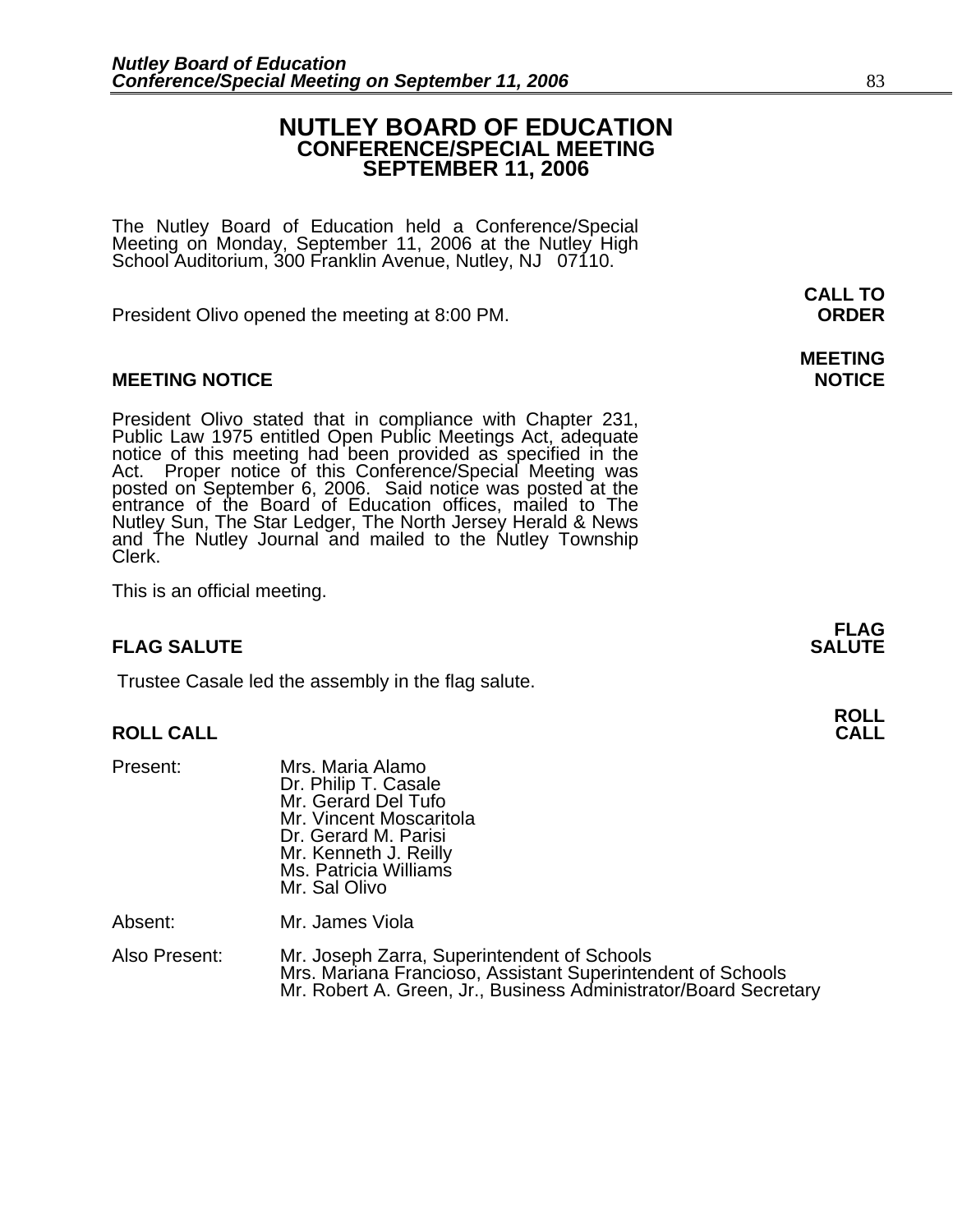# NUTLEY BOARD OF EDUCATION
## CONFERENCE/SPECIAL MEETING
## SEPTEMBER 11, 2006

The Nutley Board of Education held a Conference/Special Meeting on Monday, September 11, 2006 at the Nutley High School Auditorium, 300 Franklin Avenue, Nutley, NJ 07110.

**CALL TO ORDER**

President Olivo opened the meeting at 8:00 PM.

### MEETING NOTICE

President Olivo stated that in compliance with Chapter 231, Public Law 1975 entitled Open Public Meetings Act, adequate notice of this meeting had been provided as specified in the Act. Proper notice of this Conference/Special Meeting was posted on September 6, 2006. Said notice was posted at the entrance of the Board of Education offices, mailed to The Nutley Sun, The Star Ledger, The North Jersey Herald & News and The Nutley Journal and mailed to the Nutley Township Clerk.

This is an official meeting.

### FLAG SALUTE

Trustee Casale led the assembly in the flag salute.

### ROLL CALL

| | |
|---|---|
| Present: | Mrs. Maria Alamo<br>Dr. Philip T. Casale<br>Mr. Gerard Del Tufo<br>Mr. Vincent Moscaritola<br>Dr. Gerard M. Parisi<br>Mr. Kenneth J. Reilly<br>Ms. Patricia Williams<br>Mr. Sal Olivo |
| Absent: | Mr. James Viola |
| Also Present: | Mr. Joseph Zarra, Superintendent of Schools<br>Mrs. Mariana Francioso, Assistant Superintendent of Schools<br>Mr. Robert A. Green, Jr., Business Administrator/Board Secretary |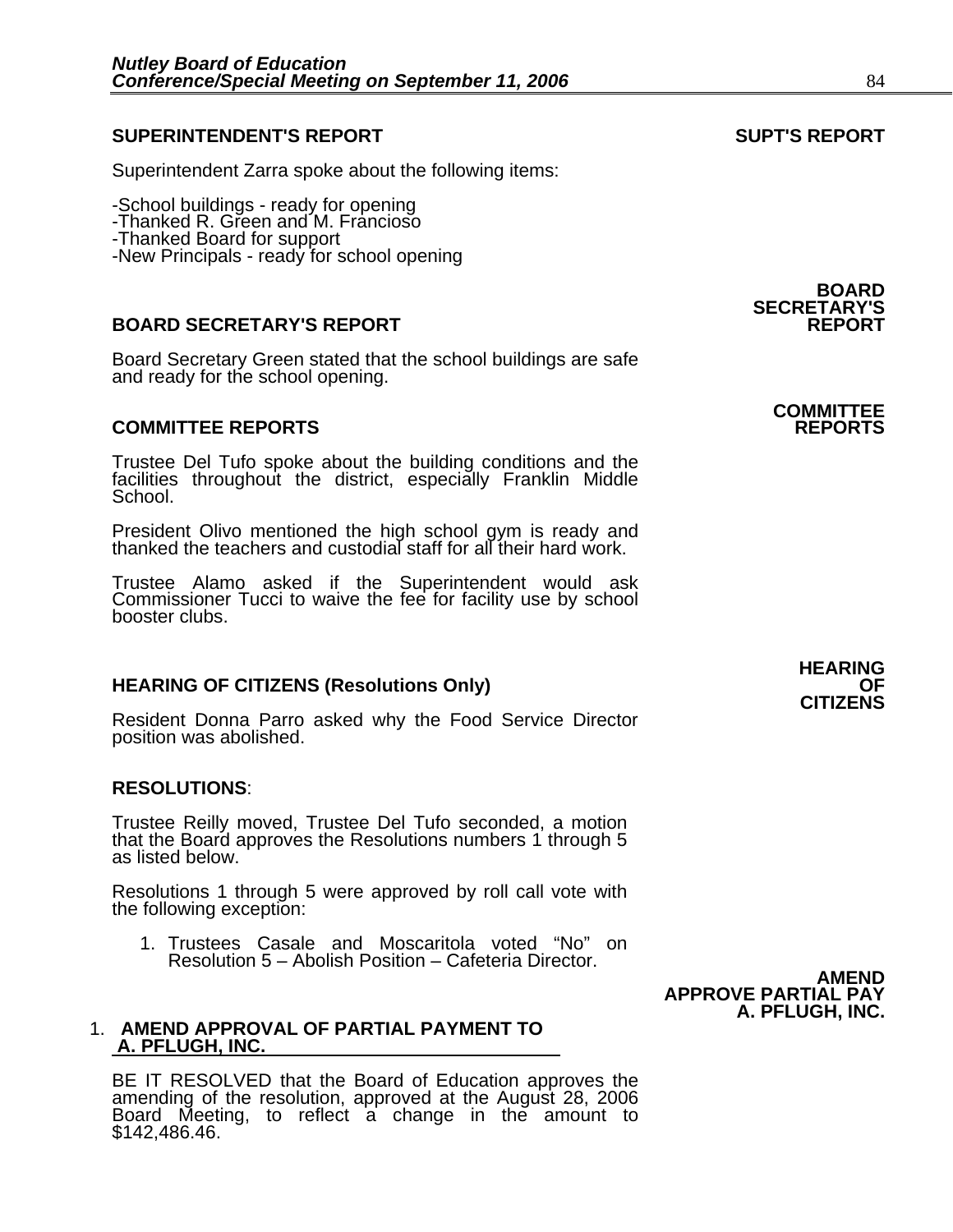## SUPERINTENDENT'S REPORT

**SUPT'S REPORT**

Superintendent Zarra spoke about the following items:

- School buildings - ready for opening
- Thanked R. Green and M. Francioso
- Thanked Board for support
- New Principals - ready for school opening

## BOARD SECRETARY'S REPORT

**BOARD SECRETARY'S REPORT**

Board Secretary Green stated that the school buildings are safe and ready for the school opening.

## COMMITTEE REPORTS

**COMMITTEE REPORTS**

Trustee Del Tufo spoke about the building conditions and the facilities throughout the district, especially Franklin Middle School.

President Olivo mentioned the high school gym is ready and thanked the teachers and custodial staff for all their hard work.

Trustee Alamo asked if the Superintendent would ask Commissioner Tucci to waive the fee for facility use by school booster clubs.

## HEARING OF CITIZENS (Resolutions Only)

**HEARING OF CITIZENS**

Resident Donna Parro asked why the Food Service Director position was abolished.

## RESOLUTIONS:

Trustee Reilly moved, Trustee Del Tufo seconded, a motion that the Board approves the Resolutions numbers 1 through 5 as listed below.

Resolutions 1 through 5 were approved by roll call vote with the following exception:

1. Trustees Casale and Moscaritola voted "No" on Resolution 5 – Abolish Position – Cafeteria Director.

**AMEND APPROVE PARTIAL PAY A. PFLUGH, INC.**

### 1. AMEND APPROVAL OF PARTIAL PAYMENT TO A. PFLUGH, INC.

BE IT RESOLVED that the Board of Education approves the amending of the resolution, approved at the August 28, 2006 Board Meeting, to reflect a change in the amount to $142,486.46.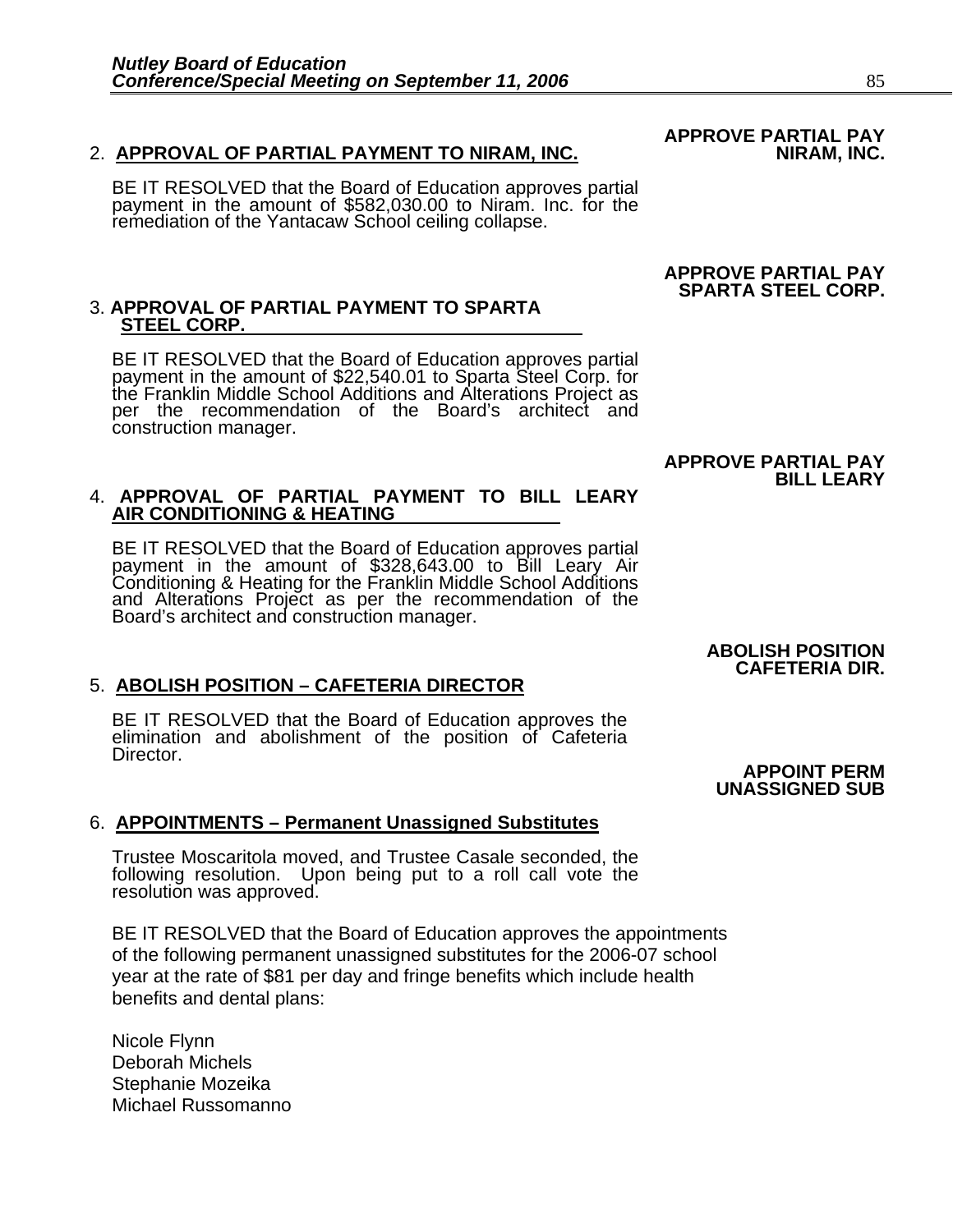**APPROVE PARTIAL PAY NIRAM, INC.**

2. **APPROVAL OF PARTIAL PAYMENT TO NIRAM, INC.**

BE IT RESOLVED that the Board of Education approves partial payment in the amount of $582,030.00 to Niram. Inc. for the remediation of the Yantacaw School ceiling collapse.

**APPROVE PARTIAL PAY SPARTA STEEL CORP.**

3. **APPROVAL OF PARTIAL PAYMENT TO SPARTA STEEL CORP.**

BE IT RESOLVED that the Board of Education approves partial payment in the amount of $22,540.01 to Sparta Steel Corp. for the Franklin Middle School Additions and Alterations Project as per the recommendation of the Board's architect and construction manager.

**APPROVE PARTIAL PAY BILL LEARY**

4. **APPROVAL OF PARTIAL PAYMENT TO BILL LEARY AIR CONDITIONING & HEATING**

BE IT RESOLVED that the Board of Education approves partial payment in the amount of $328,643.00 to Bill Leary Air Conditioning & Heating for the Franklin Middle School Additions and Alterations Project as per the recommendation of the Board's architect and construction manager.

**ABOLISH POSITION CAFETERIA DIR.**

5. **ABOLISH POSITION – CAFETERIA DIRECTOR**

BE IT RESOLVED that the Board of Education approves the elimination and abolishment of the position of Cafeteria Director.

**APPOINT PERM UNASSIGNED SUB**

6. **APPOINTMENTS – Permanent Unassigned Substitutes**

Trustee Moscaritola moved, and Trustee Casale seconded, the following resolution. Upon being put to a roll call vote the resolution was approved.

BE IT RESOLVED that the Board of Education approves the appointments of the following permanent unassigned substitutes for the 2006-07 school year at the rate of $81 per day and fringe benefits which include health benefits and dental plans:

Nicole Flynn
Deborah Michels
Stephanie Mozeika
Michael Russomanno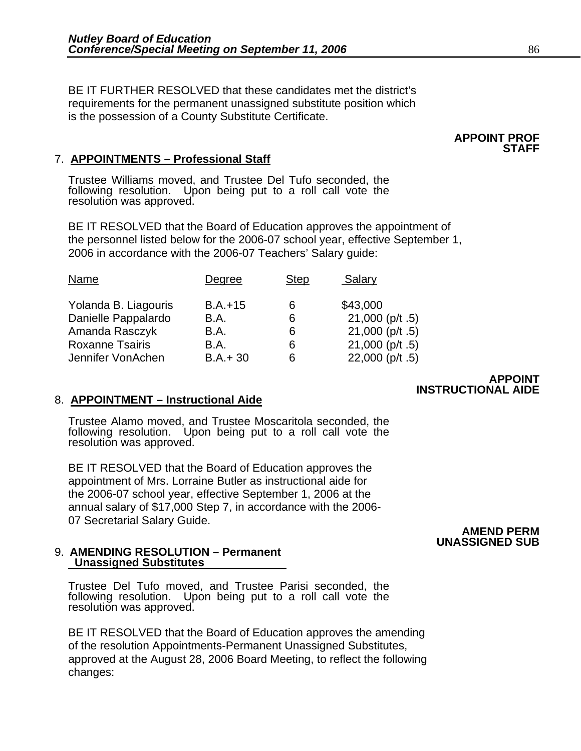BE IT FURTHER RESOLVED that these candidates met the district's requirements for the permanent unassigned substitute position which is the possession of a County Substitute Certificate.

**APPOINT PROF STAFF**

7. **APPOINTMENTS – Professional Staff**

Trustee Williams moved, and Trustee Del Tufo seconded, the following resolution. Upon being put to a roll call vote the resolution was approved.

BE IT RESOLVED that the Board of Education approves the appointment of the personnel listed below for the 2006-07 school year, effective September 1, 2006 in accordance with the 2006-07 Teachers' Salary guide:

| Name | Degree | Step | Salary |
|---|---|---|---|
| Yolanda B. Liagouris | B.A.+15 | 6 | $43,000 |
| Danielle Pappalardo | B.A. | 6 | 21,000 (p/t .5) |
| Amanda Rasczyk | B.A. | 6 | 21,000 (p/t .5) |
| Roxanne Tsairis | B.A. | 6 | 21,000 (p/t .5) |
| Jennifer VonAchen | B.A.+ 30 | 6 | 22,000 (p/t .5) |

**APPOINT INSTRUCTIONAL AIDE**

8. **APPOINTMENT – Instructional Aide**

Trustee Alamo moved, and Trustee Moscaritola seconded, the following resolution. Upon being put to a roll call vote the resolution was approved.

BE IT RESOLVED that the Board of Education approves the appointment of Mrs. Lorraine Butler as instructional aide for the 2006-07 school year, effective September 1, 2006 at the annual salary of $17,000 Step 7, in accordance with the 2006-07 Secretarial Salary Guide.

**AMEND PERM UNASSIGNED SUB**

9. **AMENDING RESOLUTION – Permanent Unassigned Substitutes**

Trustee Del Tufo moved, and Trustee Parisi seconded, the following resolution. Upon being put to a roll call vote the resolution was approved.

BE IT RESOLVED that the Board of Education approves the amending of the resolution Appointments-Permanent Unassigned Substitutes, approved at the August 28, 2006 Board Meeting, to reflect the following changes: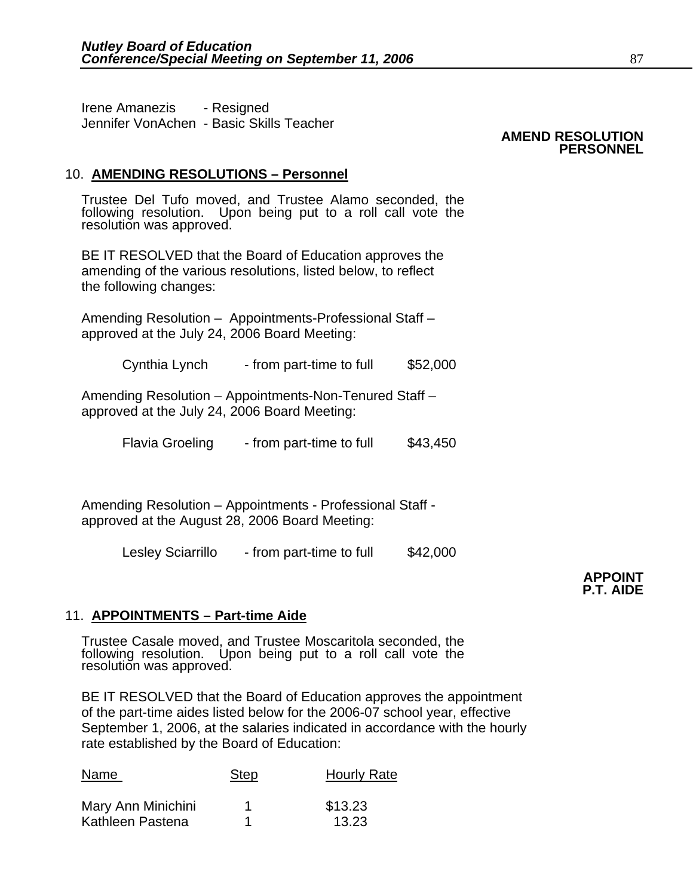Irene Amanezis - Resigned
Jennifer VonAchen - Basic Skills Teacher

**AMEND RESOLUTION PERSONNEL**

10. **AMENDING RESOLUTIONS – Personnel**

Trustee Del Tufo moved, and Trustee Alamo seconded, the following resolution. Upon being put to a roll call vote the resolution was approved.

BE IT RESOLVED that the Board of Education approves the amending of the various resolutions, listed below, to reflect the following changes:

Amending Resolution – Appointments-Professional Staff – approved at the July 24, 2006 Board Meeting:

| | | |
|---|---|---|
| Cynthia Lynch | - from part-time to full | $52,000 |

Amending Resolution – Appointments-Non-Tenured Staff – approved at the July 24, 2006 Board Meeting:

| | | |
|---|---|---|
| Flavia Groeling | - from part-time to full | $43,450 |

Amending Resolution – Appointments - Professional Staff - approved at the August 28, 2006 Board Meeting:

| | | |
|---|---|---|
| Lesley Sciarrillo | - from part-time to full | $42,000 |

**APPOINT P.T. AIDE**

11. **APPOINTMENTS – Part-time Aide**

Trustee Casale moved, and Trustee Moscaritola seconded, the following resolution. Upon being put to a roll call vote the resolution was approved.

BE IT RESOLVED that the Board of Education approves the appointment of the part-time aides listed below for the 2006-07 school year, effective September 1, 2006, at the salaries indicated in accordance with the hourly rate established by the Board of Education:

| Name | Step | Hourly Rate |
|---|---|---|
| Mary Ann Minichini | 1 | $13.23 |
| Kathleen Pastena | 1 | 13.23 |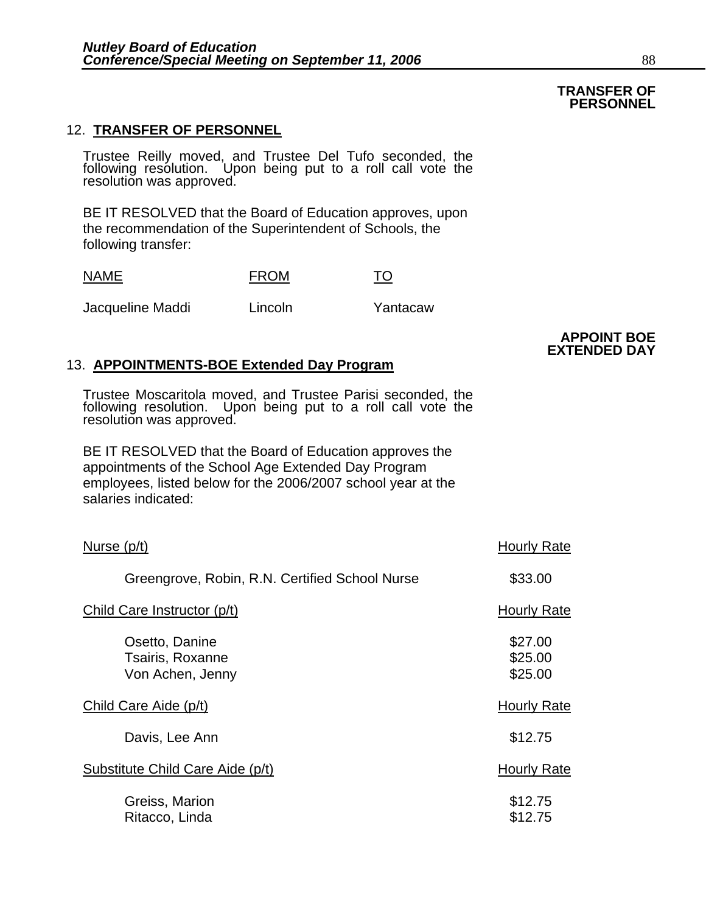**TRANSFER OF PERSONNEL**

## 12. TRANSFER OF PERSONNEL

Trustee Reilly moved, and Trustee Del Tufo seconded, the following resolution. Upon being put to a roll call vote the resolution was approved.

BE IT RESOLVED that the Board of Education approves, upon the recommendation of the Superintendent of Schools, the following transfer:

| NAME | FROM | TO |
| --- | --- | --- |
| Jacqueline Maddi | Lincoln | Yantacaw |

**APPOINT BOE EXTENDED DAY**

## 13. APPOINTMENTS-BOE Extended Day Program

Trustee Moscaritola moved, and Trustee Parisi seconded, the following resolution. Upon being put to a roll call vote the resolution was approved.

BE IT RESOLVED that the Board of Education approves the appointments of the School Age Extended Day Program employees, listed below for the 2006/2007 school year at the salaries indicated:

| Nurse (p/t) | Hourly Rate |
| --- | --- |
| Greengrove, Robin, R.N. Certified School Nurse | $33.00 |
| **Child Care Instructor (p/t)** | **Hourly Rate** |
| Osetto, Danine | $27.00 |
| Tsairis, Roxanne | $25.00 |
| Von Achen, Jenny | $25.00 |
| **Child Care Aide (p/t)** | **Hourly Rate** |
| Davis, Lee Ann | $12.75 |
| **Substitute Child Care Aide (p/t)** | **Hourly Rate** |
| Greiss, Marion | $12.75 |
| Ritacco, Linda | $12.75 |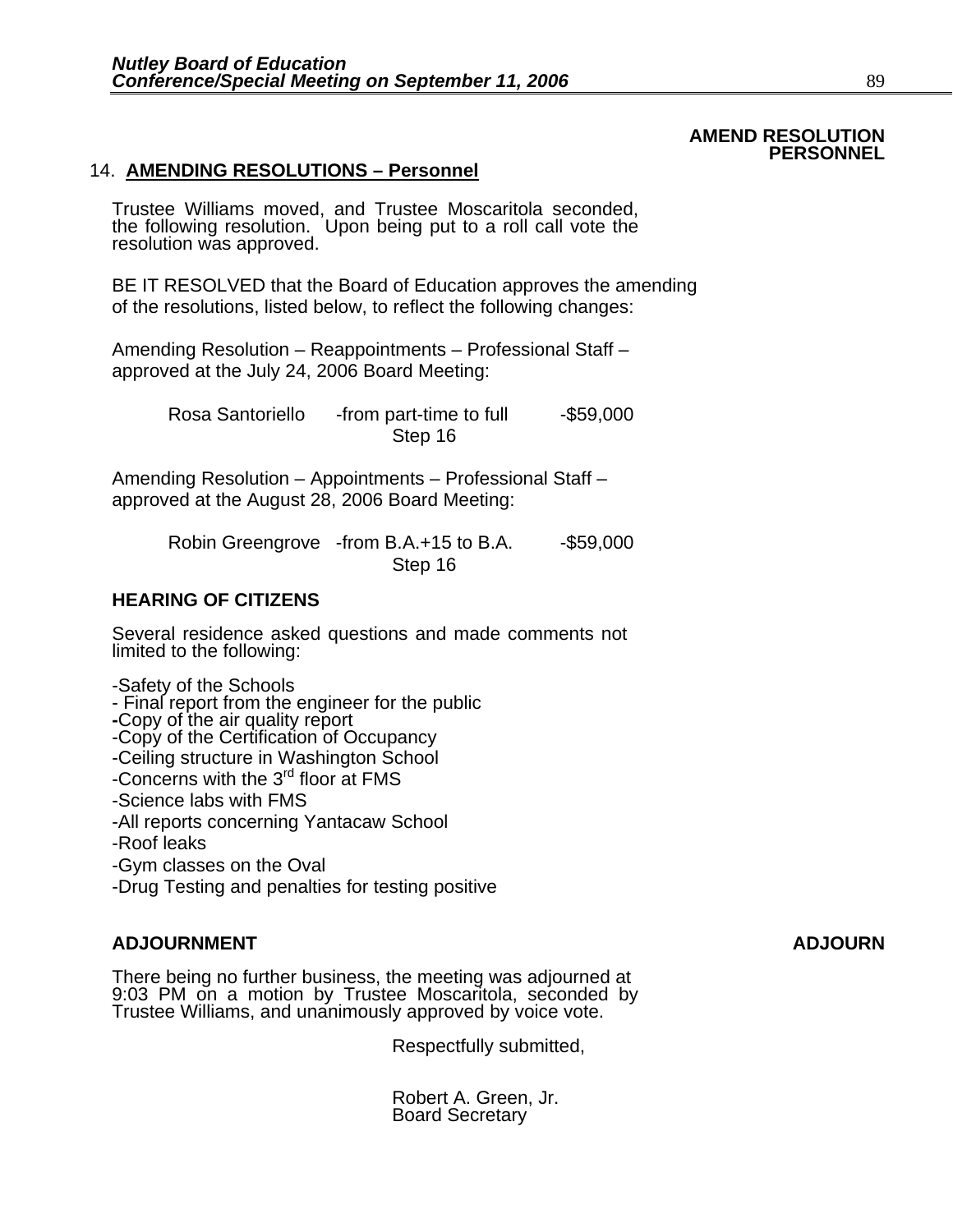**AMEND RESOLUTION PERSONNEL**

14. **AMENDING RESOLUTIONS – Personnel**

Trustee Williams moved, and Trustee Moscaritola seconded, the following resolution. Upon being put to a roll call vote the resolution was approved.

BE IT RESOLVED that the Board of Education approves the amending of the resolutions, listed below, to reflect the following changes:

Amending Resolution – Reappointments – Professional Staff – approved at the July 24, 2006 Board Meeting:

| | | |
|---|---|---|
| Rosa Santoriello | -from part-time to full Step 16 | -$59,000 |

Amending Resolution – Appointments – Professional Staff – approved at the August 28, 2006 Board Meeting:

| | | |
|---|---|---|
| Robin Greengrove | -from B.A.+15 to B.A. Step 16 | -$59,000 |

**HEARING OF CITIZENS**

Several residence asked questions and made comments not limited to the following:

-Safety of the Schools
- Final report from the engineer for the public
-Copy of the air quality report
-Copy of the Certification of Occupancy
-Ceiling structure in Washington School
-Concerns with the 3rd floor at FMS
-Science labs with FMS
-All reports concerning Yantacaw School
-Roof leaks
-Gym classes on the Oval
-Drug Testing and penalties for testing positive

**ADJOURNMENT** **ADJOURN**

There being no further business, the meeting was adjourned at 9:03 PM on a motion by Trustee Moscaritola, seconded by Trustee Williams, and unanimously approved by voice vote.

Respectfully submitted,

Robert A. Green, Jr.
Board Secretary